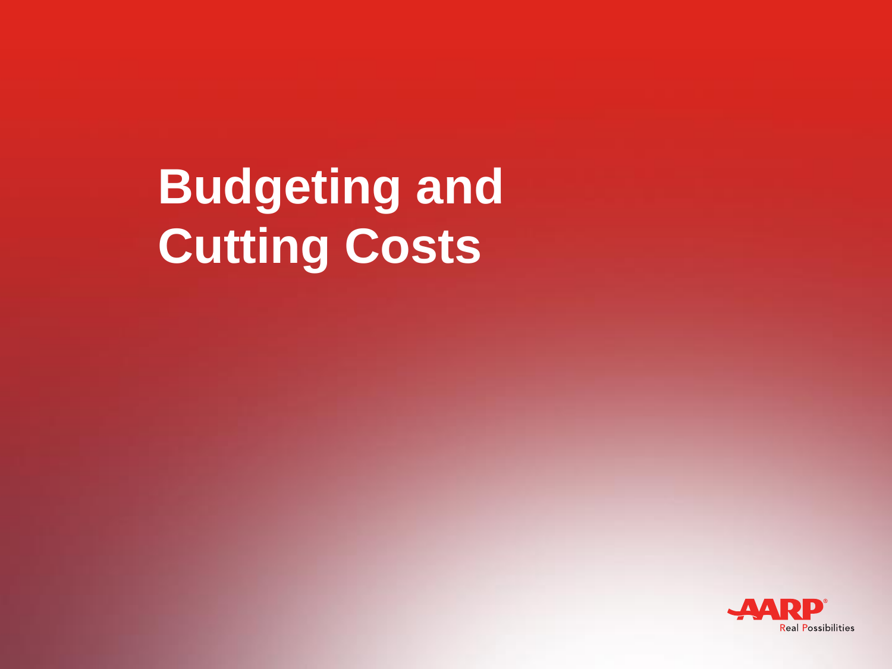# Budgeting and Cutting Costs

AARP Real Possibilities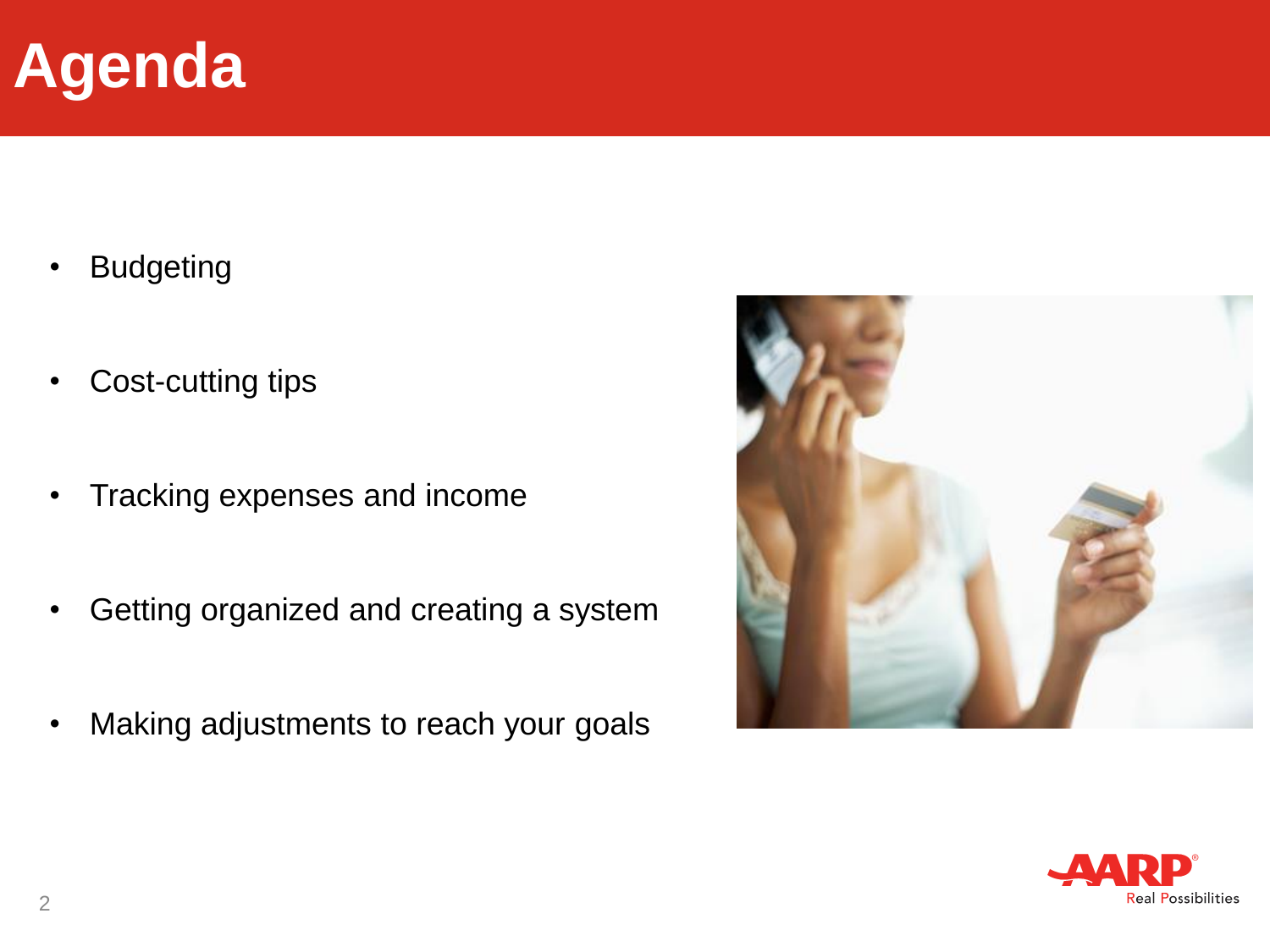# Agenda

- Budgeting
- Cost-cutting tips
- Tracking expenses and income
- Getting organized and creating a system
- Making adjustments to reach your goals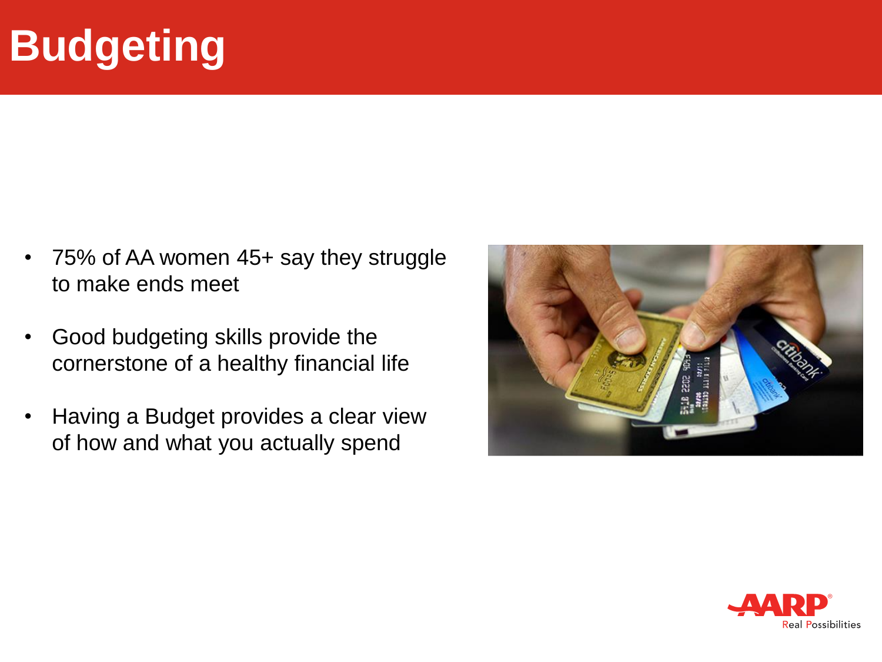# Budgeting

- 75% of AA women 45+ say they struggle to make ends meet
- Good budgeting skills provide the cornerstone of a healthy financial life
- Having a Budget provides a clear view of how and what you actually spend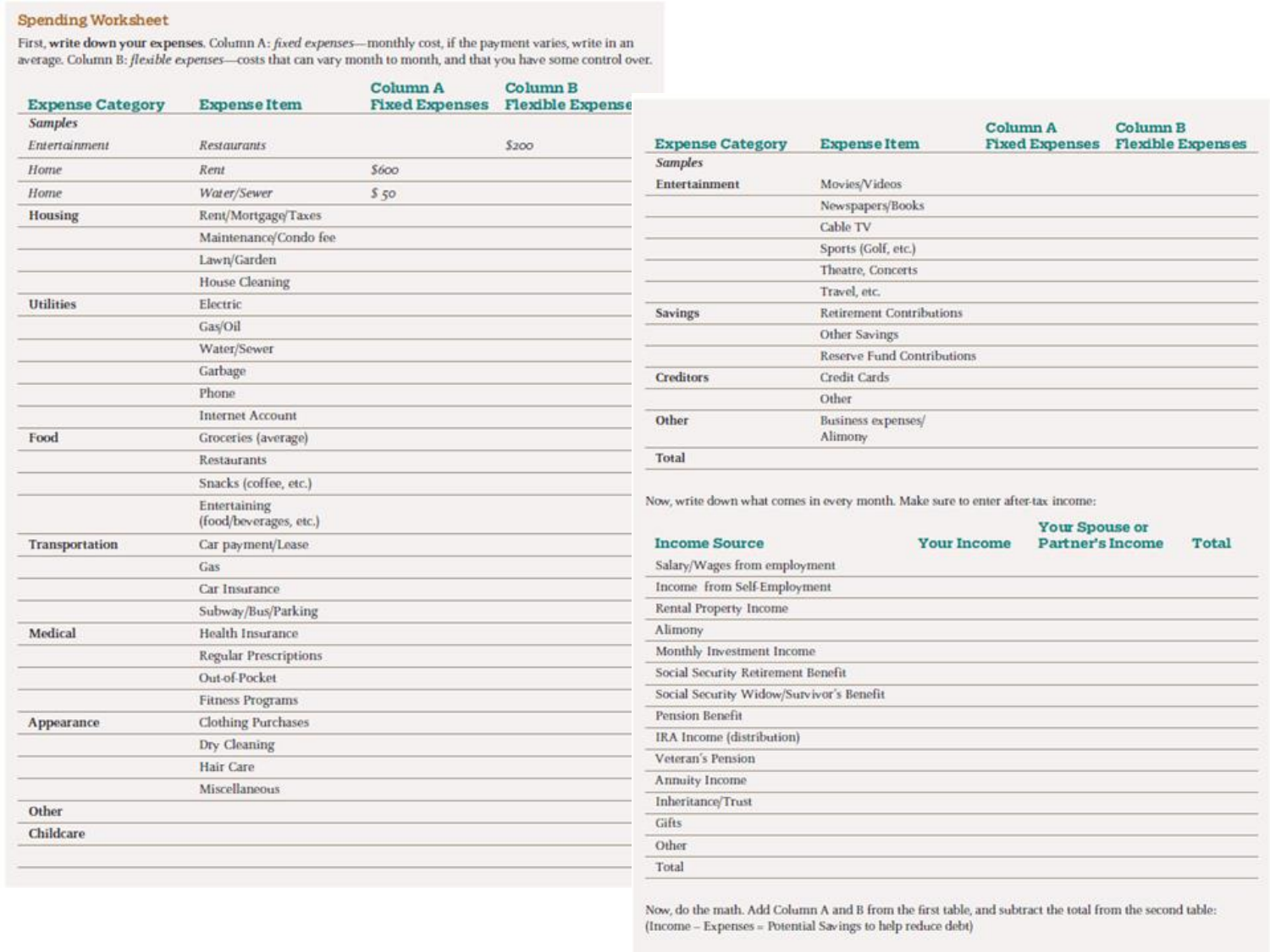## Spending Worksheet

First, **write down your expenses.** Column A: *fixed expenses*—monthly cost, if the payment varies, write in an average. Column B: *flexible expenses*—costs that can vary month to month, and that you have some control over.

| Expense Category | Expense Item | Column A Fixed Expenses | Column B Flexible Expenses |
|---|---|---|---|
| ***Samples*** | | | |
| *Entertainment* | *Restaurants* | | *$200* |
| *Home* | *Rent* | *$600* | |
| *Home* | *Water/Sewer* | *$ 50* | |
| **Housing** | Rent/Mortgage/Taxes | | |
| | Maintenance/Condo fee | | |
| | Lawn/Garden | | |
| | House Cleaning | | |
| **Utilities** | Electric | | |
| | Gas/Oil | | |
| | Water/Sewer | | |
| | Garbage | | |
| | Phone | | |
| | Internet Account | | |
| **Food** | Groceries (average) | | |
| | Restaurants | | |
| | Snacks (coffee, etc.) | | |
| | Entertaining (food/beverages, etc.) | | |
| **Transportation** | Car payment/Lease | | |
| | Gas | | |
| | Car Insurance | | |
| | Subway/Bus/Parking | | |
| **Medical** | Health Insurance | | |
| | Regular Prescriptions | | |
| | Out-of-Pocket | | |
| | Fitness Programs | | |
| **Appearance** | Clothing Purchases | | |
| | Dry Cleaning | | |
| | Hair Care | | |
| | Miscellaneous | | |
| **Other** | | | |
| **Childcare** | | | |
| | | | |

| Expense Category | Expense Item | Column A Fixed Expenses | Column B Flexible Expenses |
|---|---|---|---|
| ***Samples*** | | | |
| **Entertainment** | Movies/Videos | | |
| | Newspapers/Books | | |
| | Cable TV | | |
| | Sports (Golf, etc.) | | |
| | Theatre, Concerts | | |
| | Travel, etc. | | |
| **Savings** | Retirement Contributions | | |
| | Other Savings | | |
| | Reserve Fund Contributions | | |
| **Creditors** | Credit Cards | | |
| | Other | | |
| **Other** | Business expenses/ Alimony | | |
| **Total** | | | |

Now, write down what comes in every month. Make sure to enter after-tax income:

| Income Source | Your Income | Your Spouse or Partner's Income | Total |
|---|---|---|---|
| Salary/Wages from employment | | | |
| Income from Self-Employment | | | |
| Rental Property Income | | | |
| Alimony | | | |
| Monthly Investment Income | | | |
| Social Security Retirement Benefit | | | |
| Social Security Widow/Survivor's Benefit | | | |
| Pension Benefit | | | |
| IRA Income (distribution) | | | |
| Veteran's Pension | | | |
| Annuity Income | | | |
| Inheritance/Trust | | | |
| Gifts | | | |
| Other | | | |
| Total | | | |

Now, do the math. Add Column A and B from the first table, and subtract the total from the second table: (Income – Expenses = Potential Savings to help reduce debt)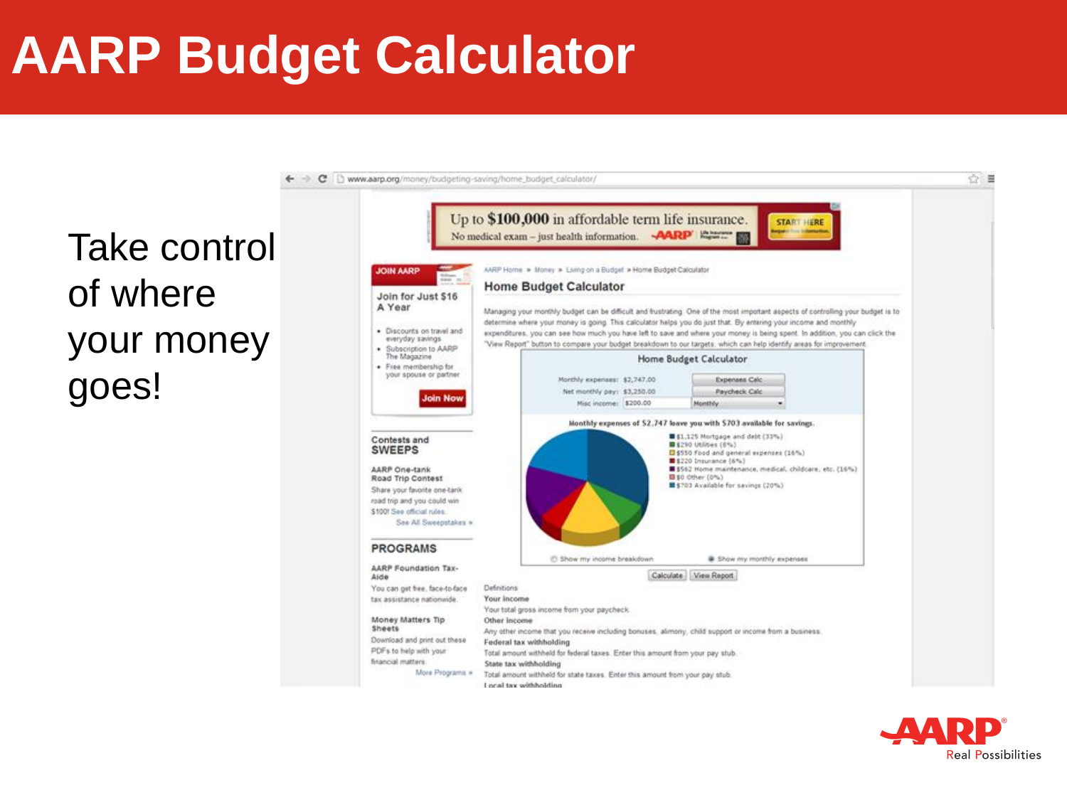# AARP Budget Calculator

Take control of where your money goes!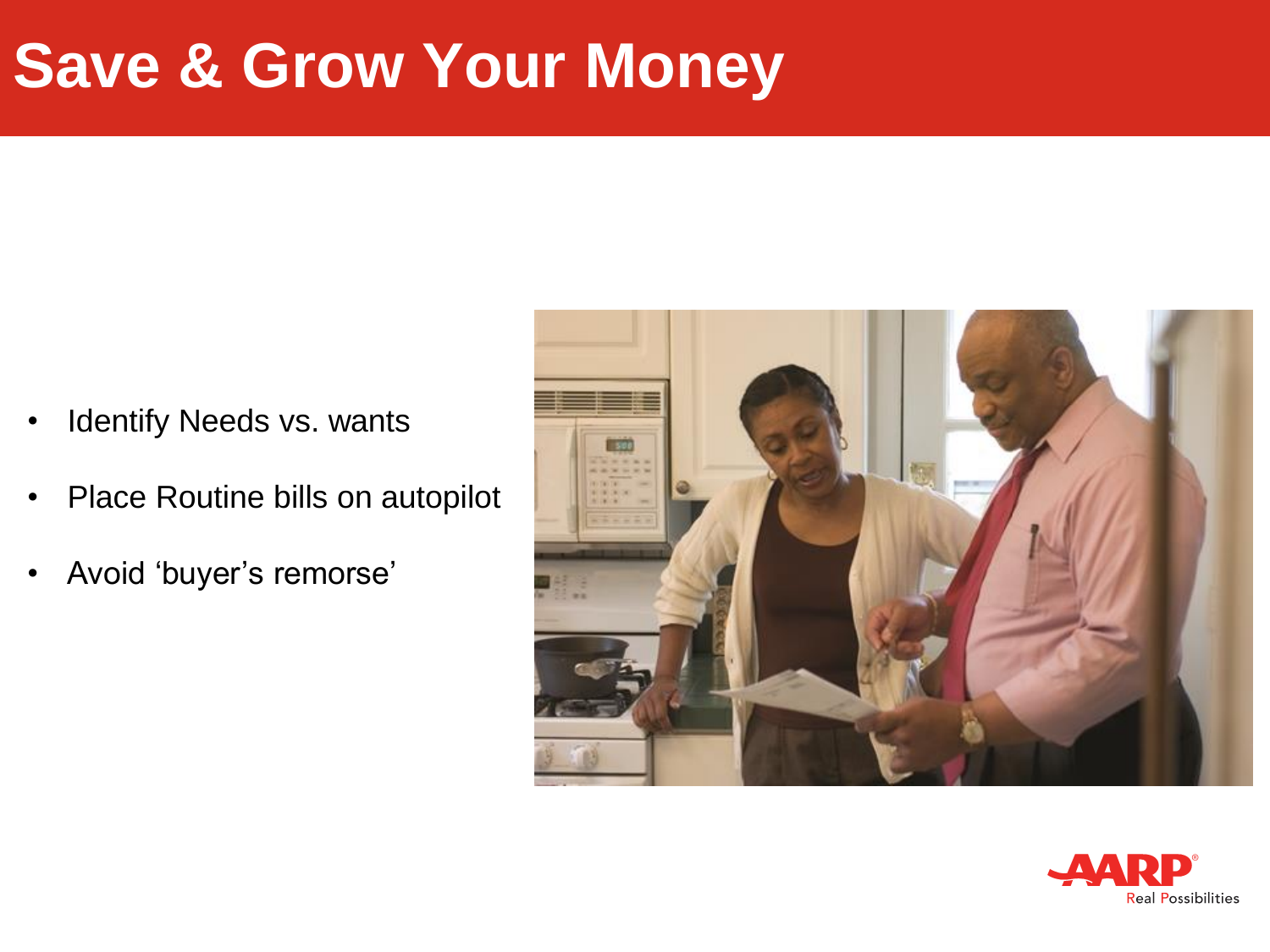# Save & Grow Your Money

- Identify Needs vs. wants
- Place Routine bills on autopilot
- Avoid 'buyer's remorse'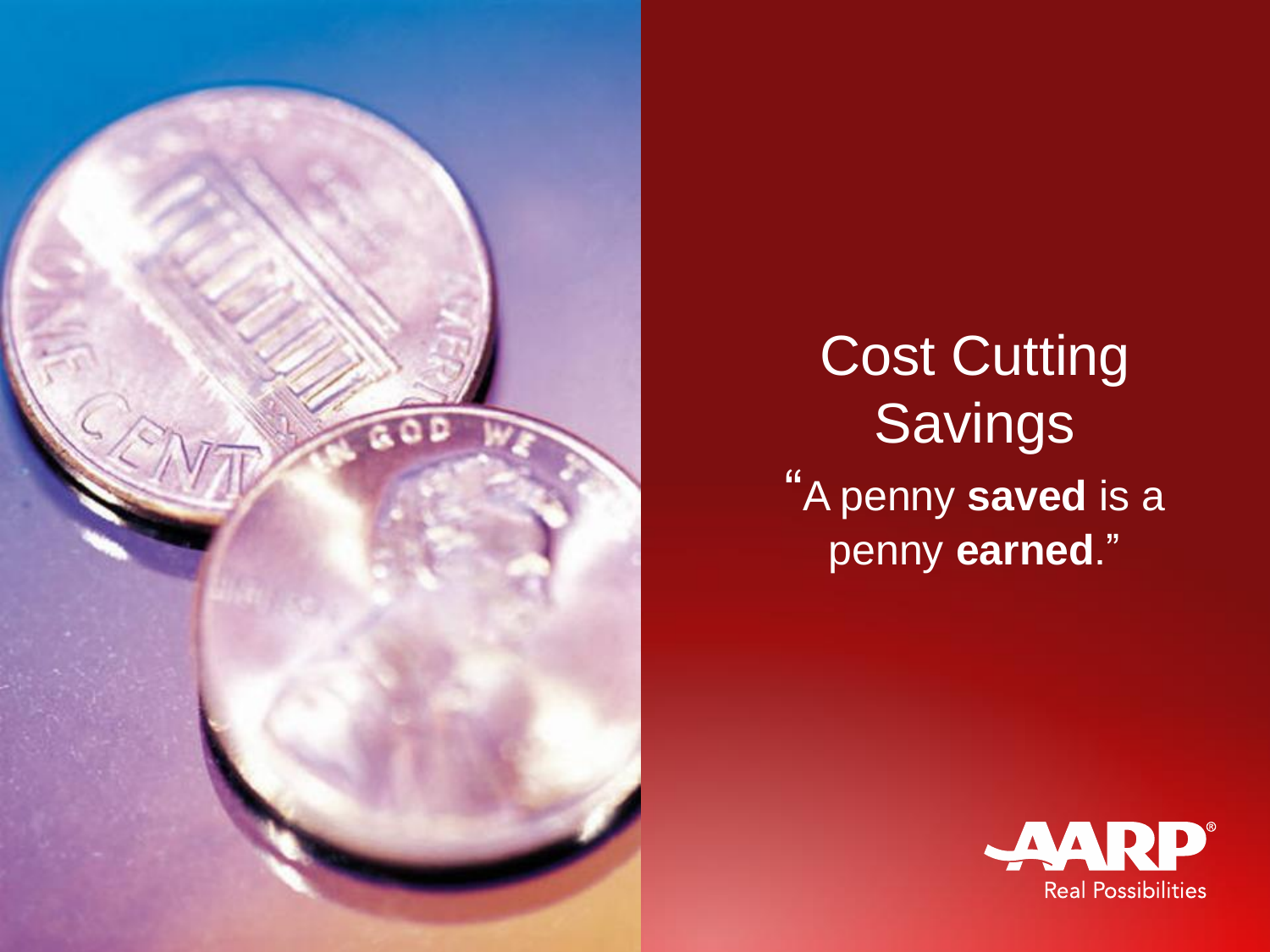# Cost Cutting Savings

"A penny **saved** is a penny **earned**."

AARP Real Possibilities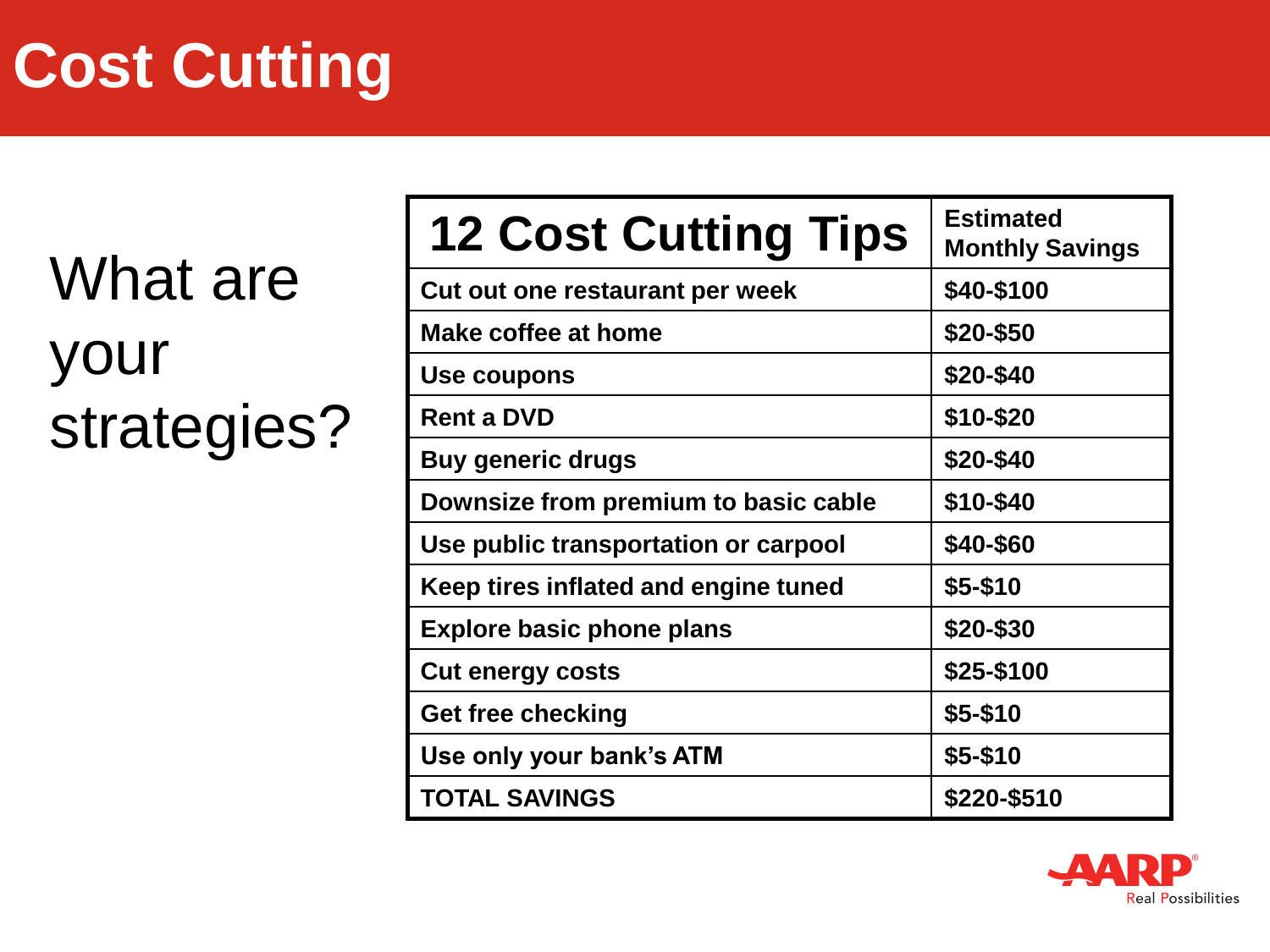# Cost Cutting

What are your strategies?

| 12 Cost Cutting Tips | Estimated Monthly Savings |
|---|---|
| Cut out one restaurant per week | $40-$100 |
| Make coffee at home | $20-$50 |
| Use coupons | $20-$40 |
| Rent a DVD | $10-$20 |
| Buy generic drugs | $20-$40 |
| Downsize from premium to basic cable | $10-$40 |
| Use public transportation or carpool | $40-$60 |
| Keep tires inflated and engine tuned | $5-$10 |
| Explore basic phone plans | $20-$30 |
| Cut energy costs | $25-$100 |
| Get free checking | $5-$10 |
| Use only your bank's ATM | $5-$10 |
| TOTAL SAVINGS | $220-$510 |

AARP Real Possibilities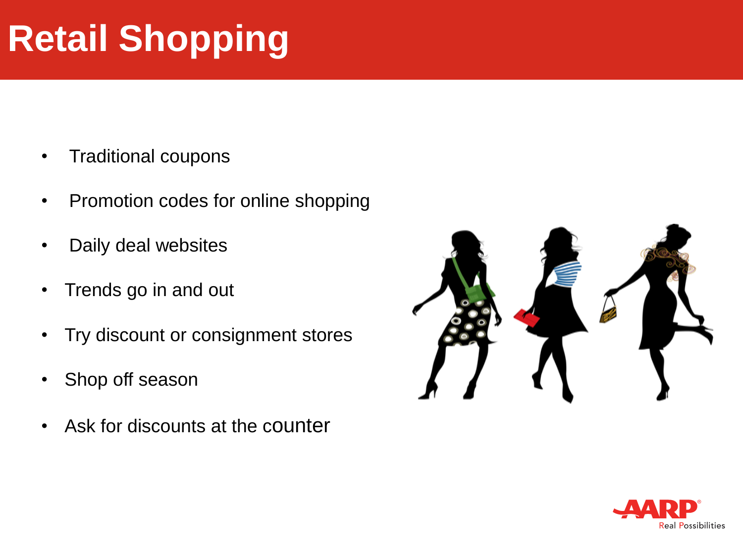# Retail Shopping

- Traditional coupons
- Promotion codes for online shopping
- Daily deal websites
- Trends go in and out
- Try discount or consignment stores
- Shop off season
- Ask for discounts at the counter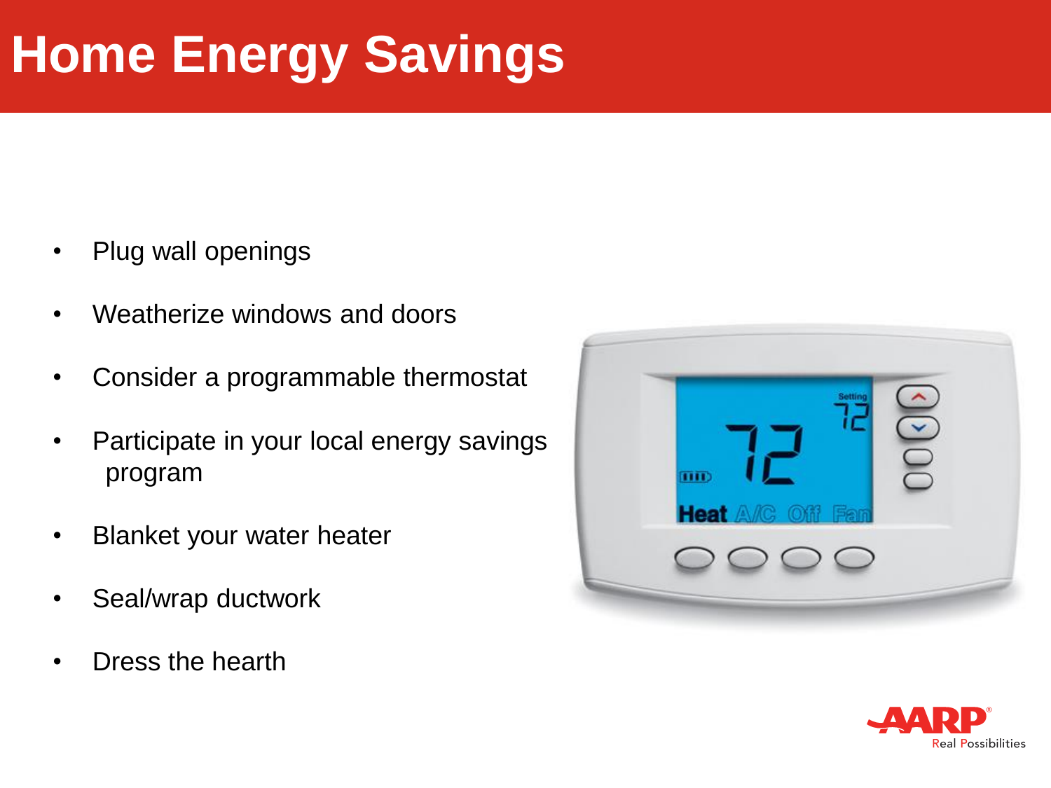# Home Energy Savings

- Plug wall openings
- Weatherize windows and doors
- Consider a programmable thermostat
- Participate in your local energy savings program
- Blanket your water heater
- Seal/wrap ductwork
- Dress the hearth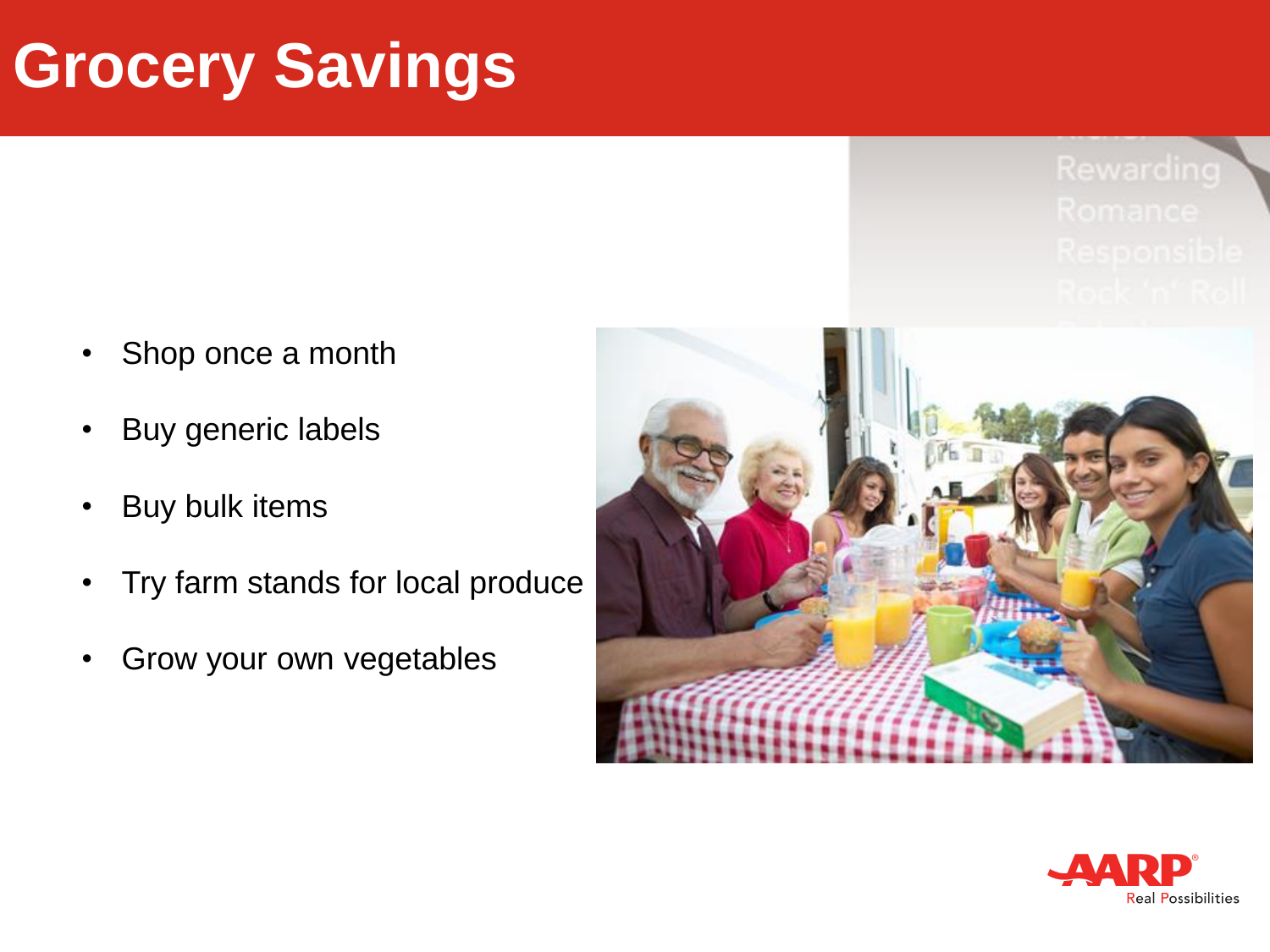# Grocery Savings

- Shop once a month
- Buy generic labels
- Buy bulk items
- Try farm stands for local produce
- Grow your own vegetables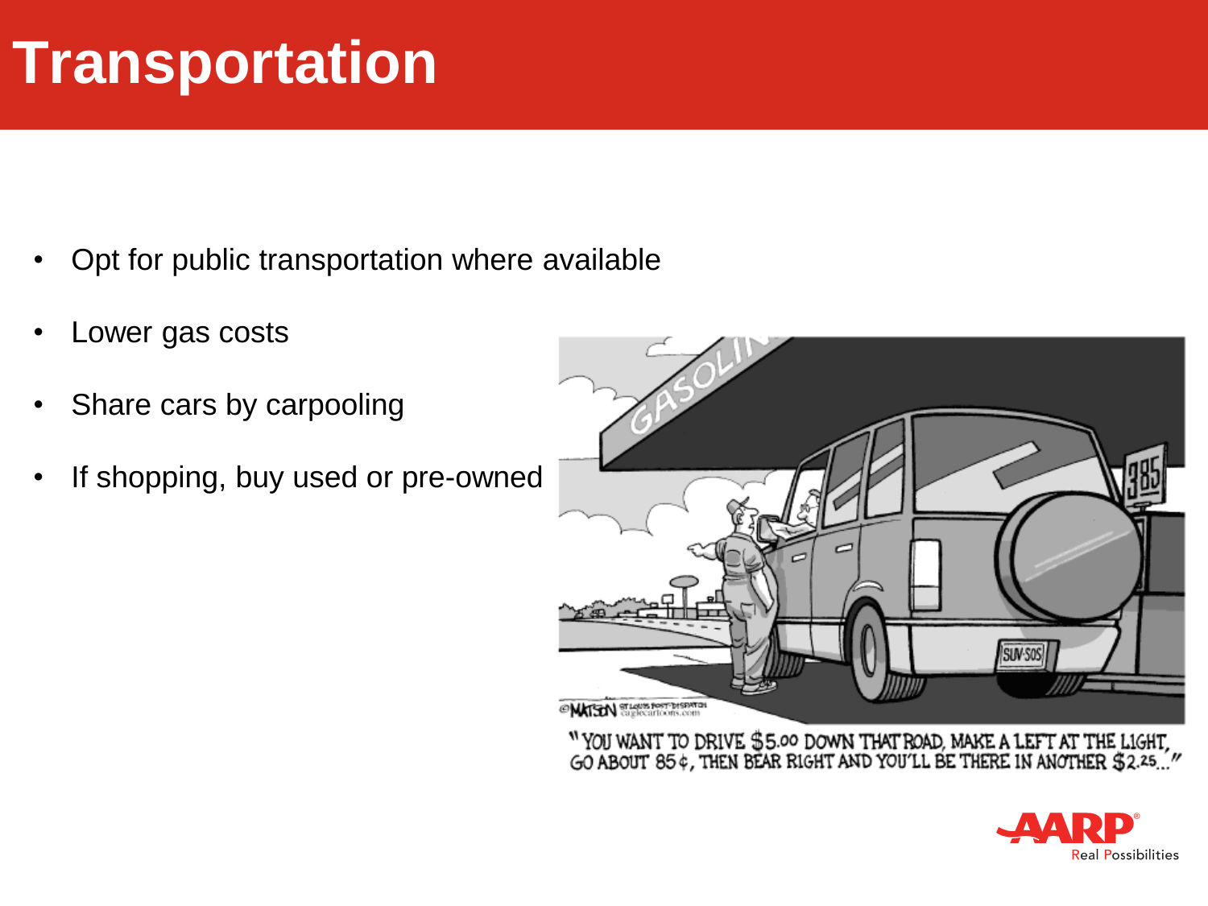# Transportation

- Opt for public transportation where available
- Lower gas costs
- Share cars by carpooling
- If shopping, buy used or pre-owned

"YOU WANT TO DRIVE $5.00 DOWN THAT ROAD, MAKE A LEFT AT THE LIGHT, GO ABOUT 85¢, THEN BEAR RIGHT AND YOU'LL BE THERE IN ANOTHER $2.25..."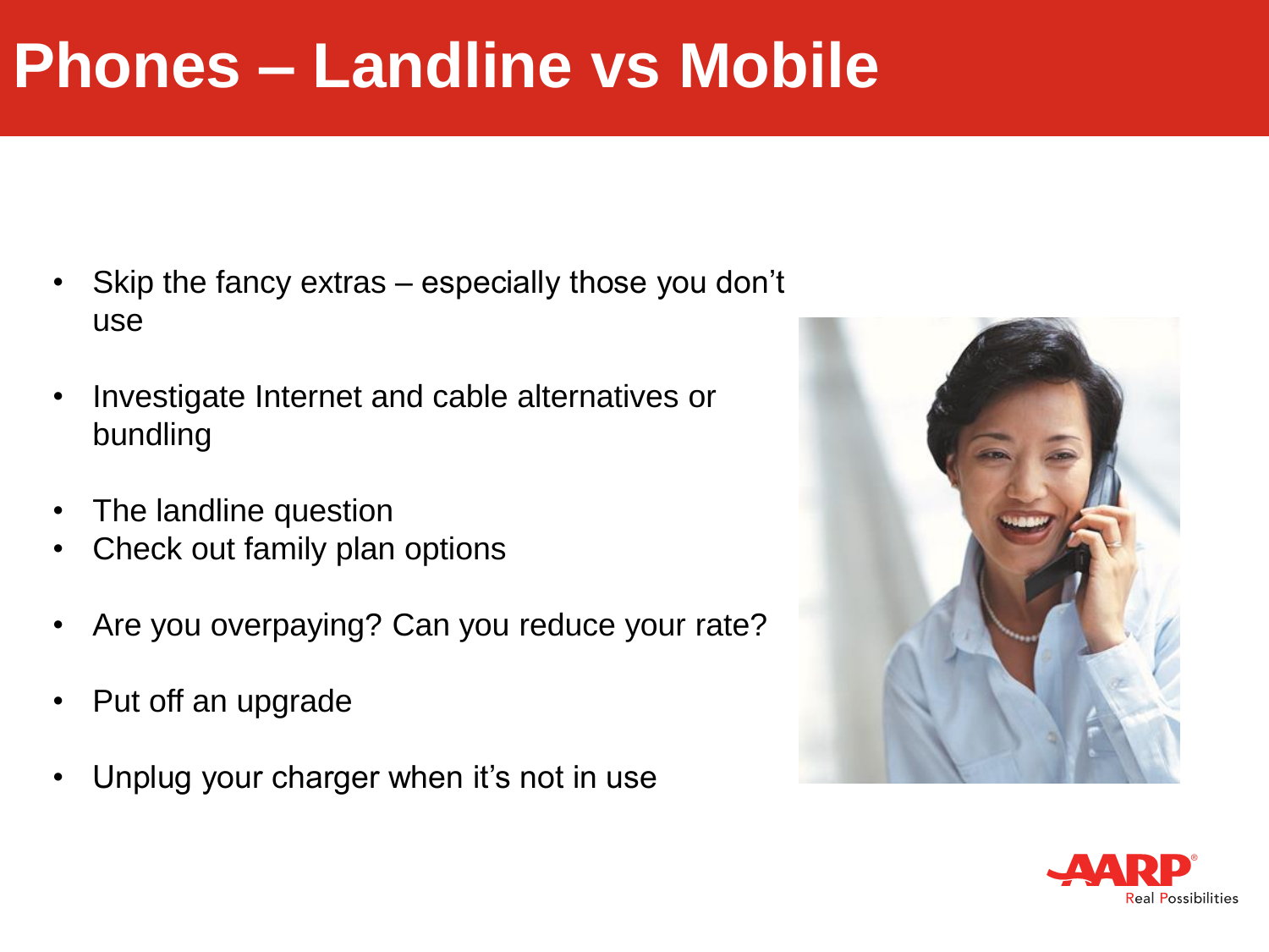# Phones – Landline vs Mobile

- Skip the fancy extras – especially those you don't use
- Investigate Internet and cable alternatives or bundling
- The landline question
- Check out family plan options
- Are you overpaying? Can you reduce your rate?
- Put off an upgrade
- Unplug your charger when it's not in use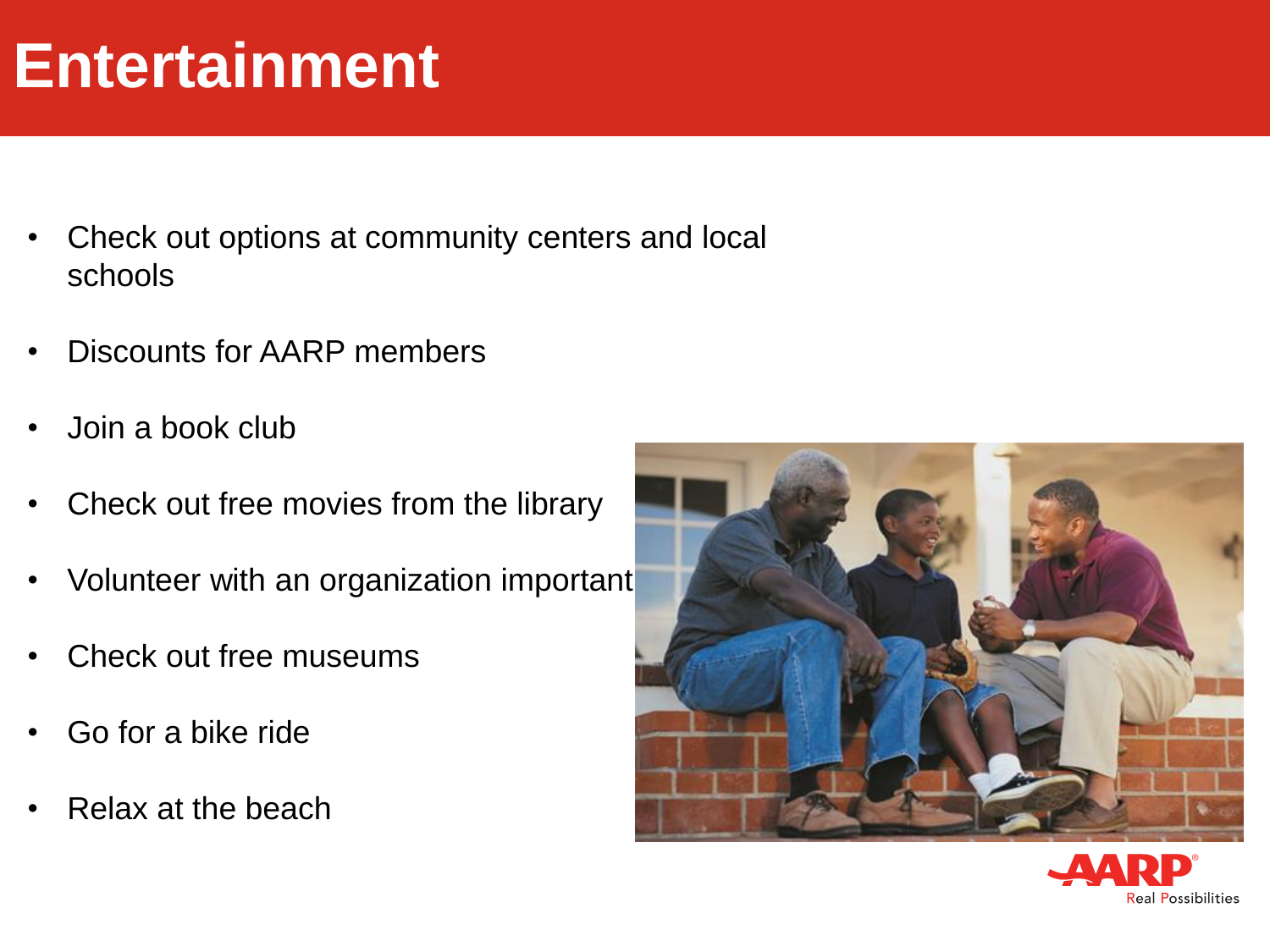# Entertainment

- Check out options at community centers and local schools
- Discounts for AARP members
- Join a book club
- Check out free movies from the library
- Volunteer with an organization important
- Check out free museums
- Go for a bike ride
- Relax at the beach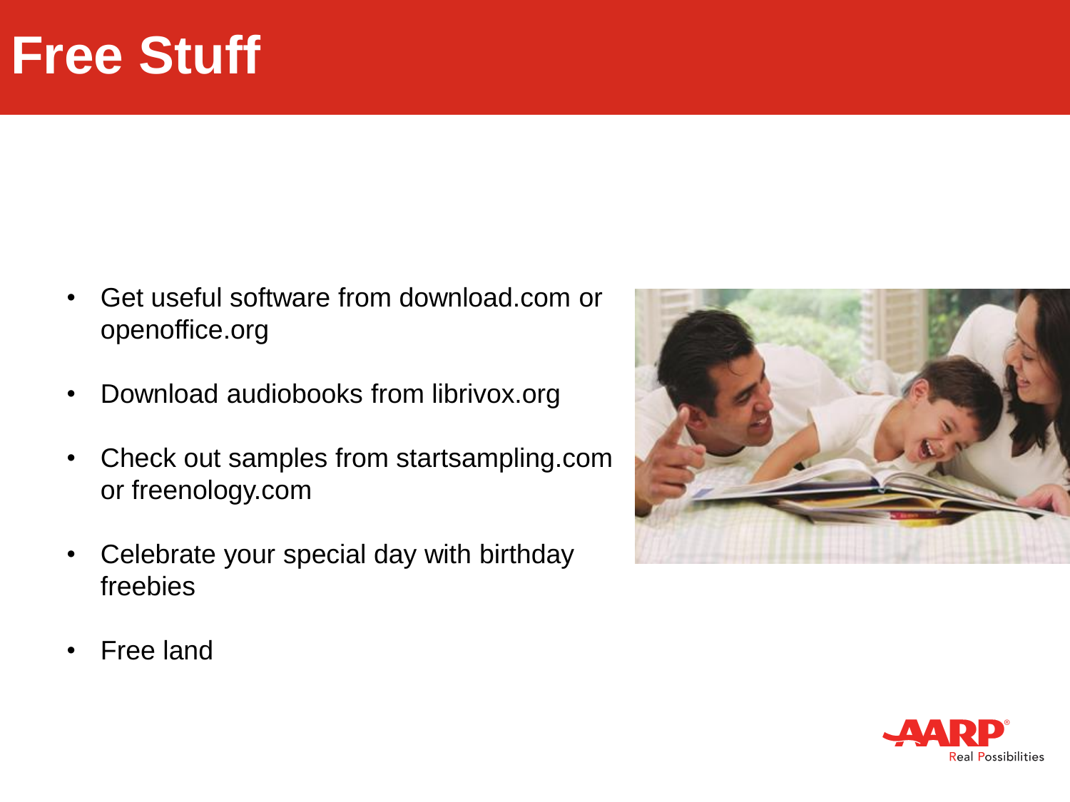# Free Stuff

- Get useful software from download.com or openoffice.org
- Download audiobooks from librivox.org
- Check out samples from startsampling.com or freenology.com
- Celebrate your special day with birthday freebies
- Free land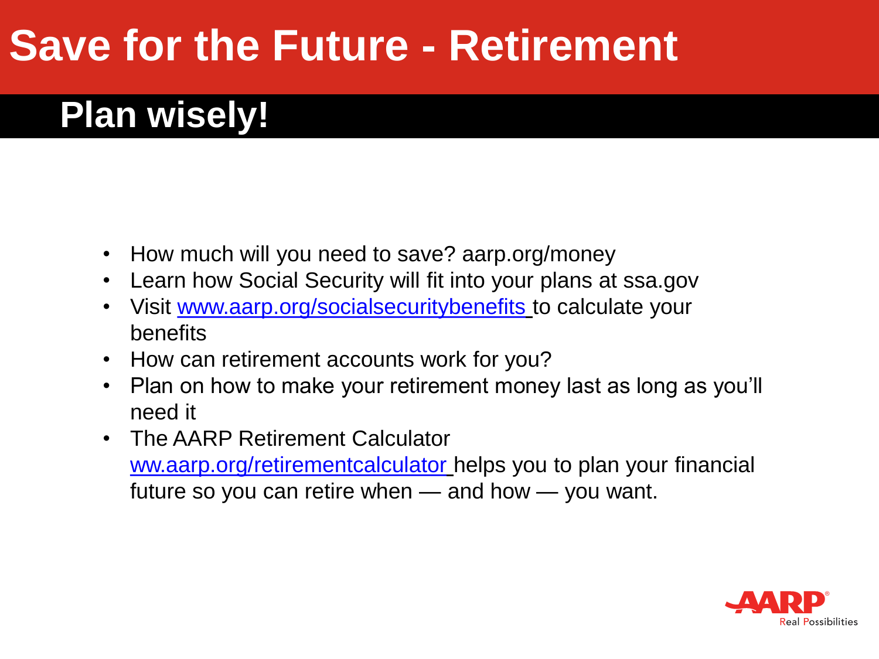# Save for the Future - Retirement

## Plan wisely!

- How much will you need to save? aarp.org/money
- Learn how Social Security will fit into your plans at ssa.gov
- Visit [www.aarp.org/socialsecuritybenefits](www.aarp.org/socialsecuritybenefits) to calculate your benefits
- How can retirement accounts work for you?
- Plan on how to make your retirement money last as long as you'll need it
- The AARP Retirement Calculator [ww.aarp.org/retirementcalculator](ww.aarp.org/retirementcalculator) helps you to plan your financial future so you can retire when — and how — you want.

AARP Real Possibilities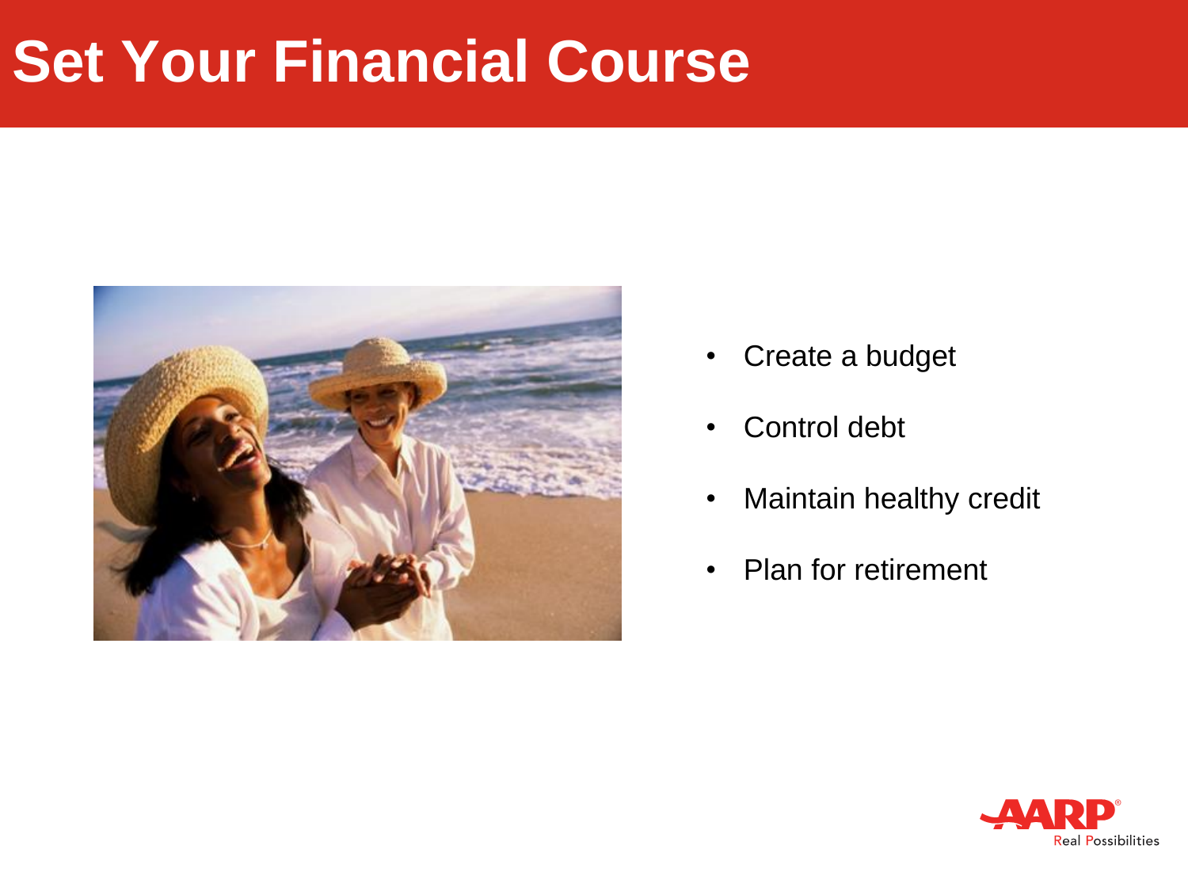# Set Your Financial Course

- Create a budget
- Control debt
- Maintain healthy credit
- Plan for retirement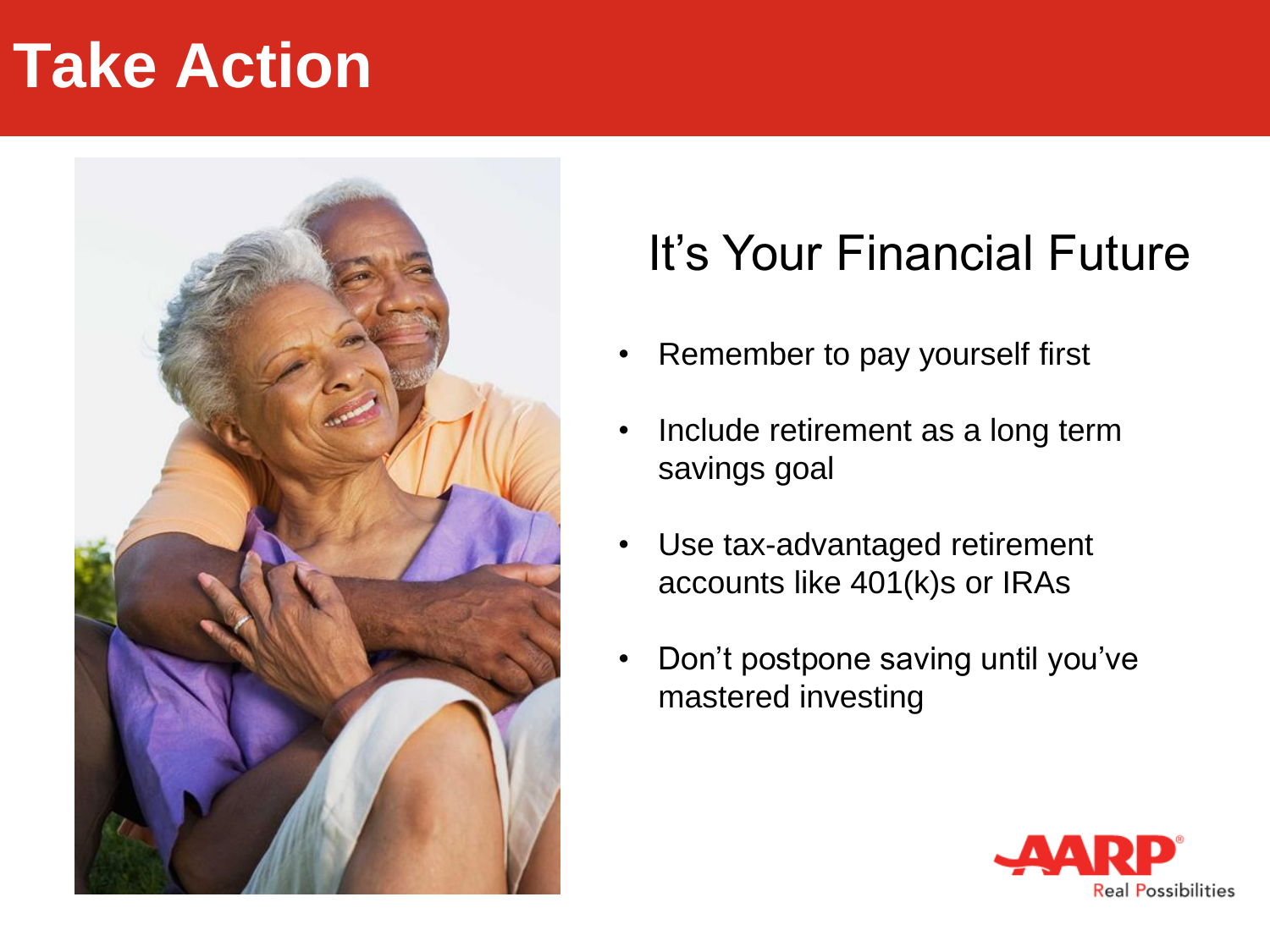# Take Action

## It's Your Financial Future

- Remember to pay yourself first
- Include retirement as a long term savings goal
- Use tax-advantaged retirement accounts like 401(k)s or IRAs
- Don't postpone saving until you've mastered investing

AARP Real Possibilities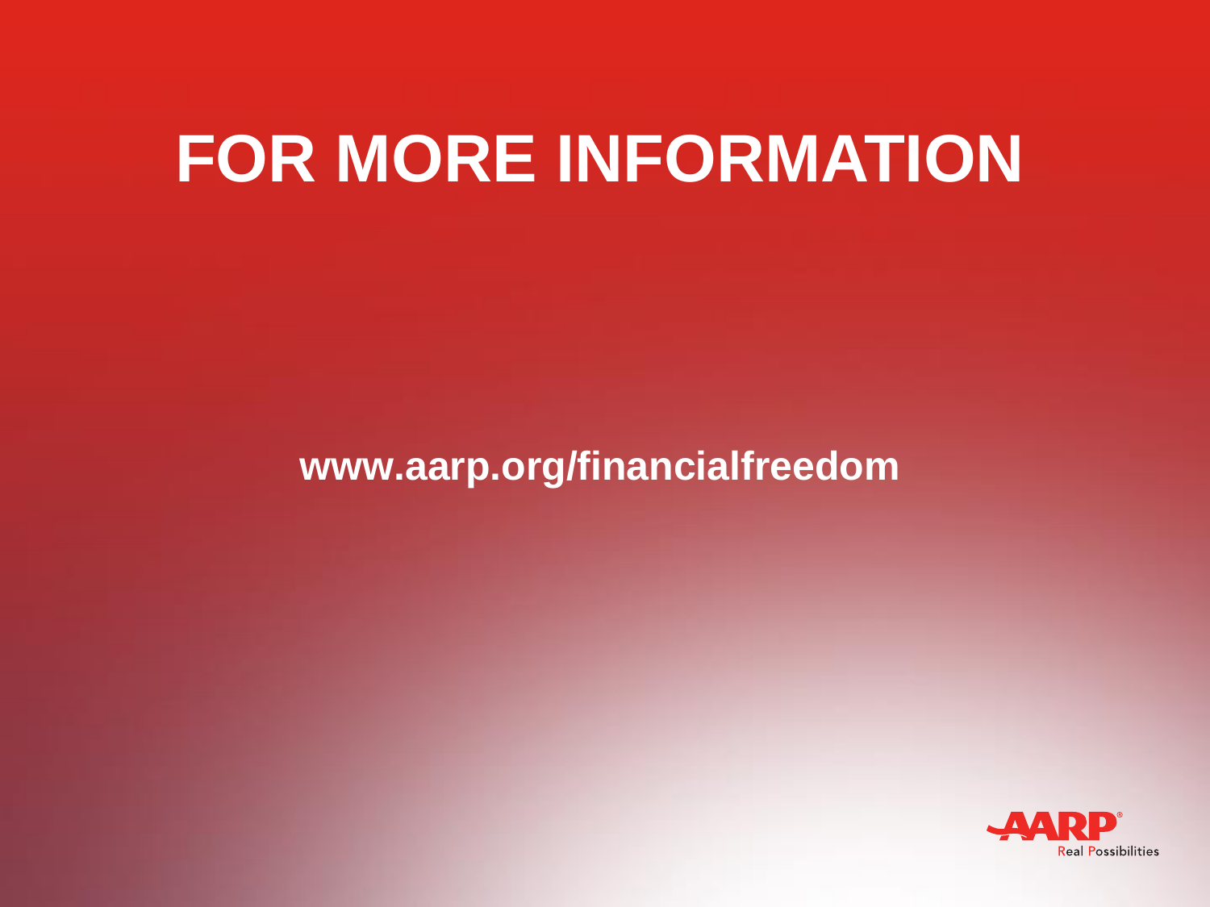# FOR MORE INFORMATION

**www.aarp.org/financialfreedom**

AARP Real Possibilities